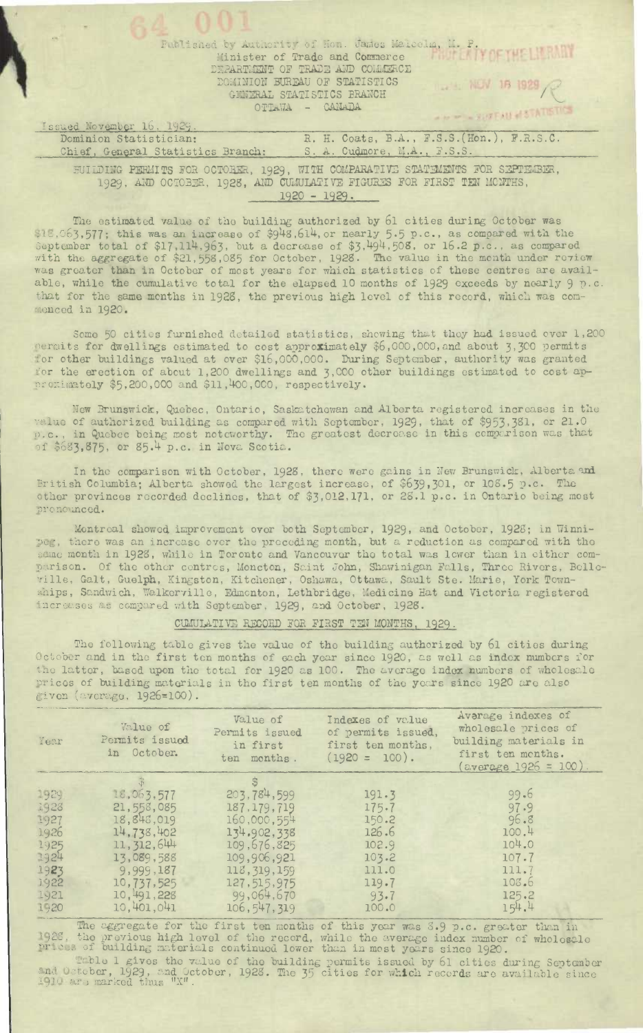64 001

Published by Authority of Hon. James Malcolm, M. P.
Minister of Trade and Commerce
DEPARTMENT OF TRADE AND COMMERCE
DOMINION BUREAU OF STATISTICS
GENERAL STATISTICS BRANCH
OTTAWA - CANADA

PROPERTY OF THE LIBRARY
NOV 16 1929
BUREAU of STATISTICS

Issued November 16, 1929.

| | |
|---|---|
| Dominion Statistician: | R. H. Coats, B.A., F.S.S.(Hon.), F.R.S.C. |
| Chief, General Statistics Branch: | S. A. Cudmore, M.A., F.S.S. |

BUILDING PERMITS FOR OCTOBER, 1929, WITH COMPARATIVE STATEMENTS FOR SEPTEMBER, 1929, AND OCTOBER, 1928, AND CUMULATIVE FIGURES FOR FIRST TEN MONTHS, 1920 - 1929.

The estimated value of the building authorized by 61 cities during October was $18,063,577; this was an increase of $948,614, or nearly 5.5 p.c., as compared with the September total of $17,114,963, but a decrease of $3,494,508, or 16.2 p.c., as compared with the aggregate of $21,558,085 for October, 1928. The value in the month under review was greater than in October of most years for which statistics of these centres are available, while the cumulative total for the elapsed 10 months of 1929 exceeds by nearly 9 p.c. that for the same months in 1928, the previous high level of this record, which was commenced in 1920.

Some 50 cities furnished detailed statistics, showing that they had issued over 1,200 permits for dwellings estimated to cost approximately $6,000,000, and about 3,300 permits for other buildings valued at over $16,000,000. During September, authority was granted for the erection of about 1,200 dwellings and 3,000 other buildings estimated to cost approximately $5,200,000 and $11,400,000, respectively.

New Brunswick, Quebec, Ontario, Saskatchewan and Alberta registered increases in the value of authorized building as compared with September, 1929, that of $953,381, or 21.0 p.c., in Quebec being most noteworthy. The greatest decrease in this comparison was that of $683,875, or 85.4 p.c. in Nova Scotia.

In the comparison with October, 1928, there were gains in New Brunswick, Alberta and British Columbia; Alberta showed the largest increase, of $639,301, or 108.5 p.c. The other provinces recorded declines, that of $3,012,171, or 28.1 p.c. in Ontario being most pronounced.

Montreal showed improvement over both September, 1929, and October, 1928; in Winnipeg, there was an increase over the preceding month, but a reduction as compared with the same month in 1928, while in Toronto and Vancouver the total was lower than in either comparison. Of the other centres, Moncton, Saint John, Shawinigan Falls, Three Rivers, Belleville, Galt, Guelph, Kingston, Kitchener, Oshawa, Ottawa, Sault Ste. Marie, York Townships, Sandwich, Walkerville, Edmonton, Lethbridge, Medicine Hat and Victoria registered increases as compared with September, 1929, and October, 1928.

## CUMULATIVE RECORD FOR FIRST TEN MONTHS, 1929.

The following table gives the value of the building authorized by 61 cities during October and in the first ten months of each year since 1920, as well as index numbers for the latter, based upon the total for 1920 as 100. The average index numbers of wholesale prices of building materials in the first ten months of the years since 1920 are also given (average, 1926=100).

| Year | Value of Permits issued in October. | Value of Permits issued in first ten months. | Indexes of value of permits issued, first ten months, (1920 = 100). | Average indexes of wholesale prices of building materials in first ten months. (average 1926 = 100). |
|---|---|---|---|---|
| | $ | $ | | |
| 1929 | 18,063,577 | 203,784,599 | 191.3 | 99.6 |
| 1928 | 21,558,085 | 187,179,719 | 175.7 | 97.9 |
| 1927 | 18,848,019 | 160,000,554 | 150.2 | 96.8 |
| 1926 | 14,738,402 | 134,902,338 | 126.6 | 100.4 |
| 1925 | 11,312,644 | 109,676,825 | 102.9 | 104.0 |
| 1924 | 13,089,588 | 109,906,921 | 103.2 | 107.7 |
| 1923 | 9,999,187 | 118,319,159 | 111.0 | 111.7 |
| 1922 | 10,737,525 | 127,515,975 | 119.7 | 108.6 |
| 1921 | 10,491,228 | 99,064,670 | 93.7 | 125.2 |
| 1920 | 10,401,041 | 106,547,319 | 100.0 | 154.4 |

The aggregate for the first ten months of this year was 8.9 p.c. greater than in 1928, the previous high level of the record, while the average index number of wholesale prices of building materials continued lower than in most years since 1920.

Table 1 gives the value of the building permits issued by 61 cities during September and October, 1929, and October, 1928. The 35 cities for which records are available since 1910 are marked thus "X".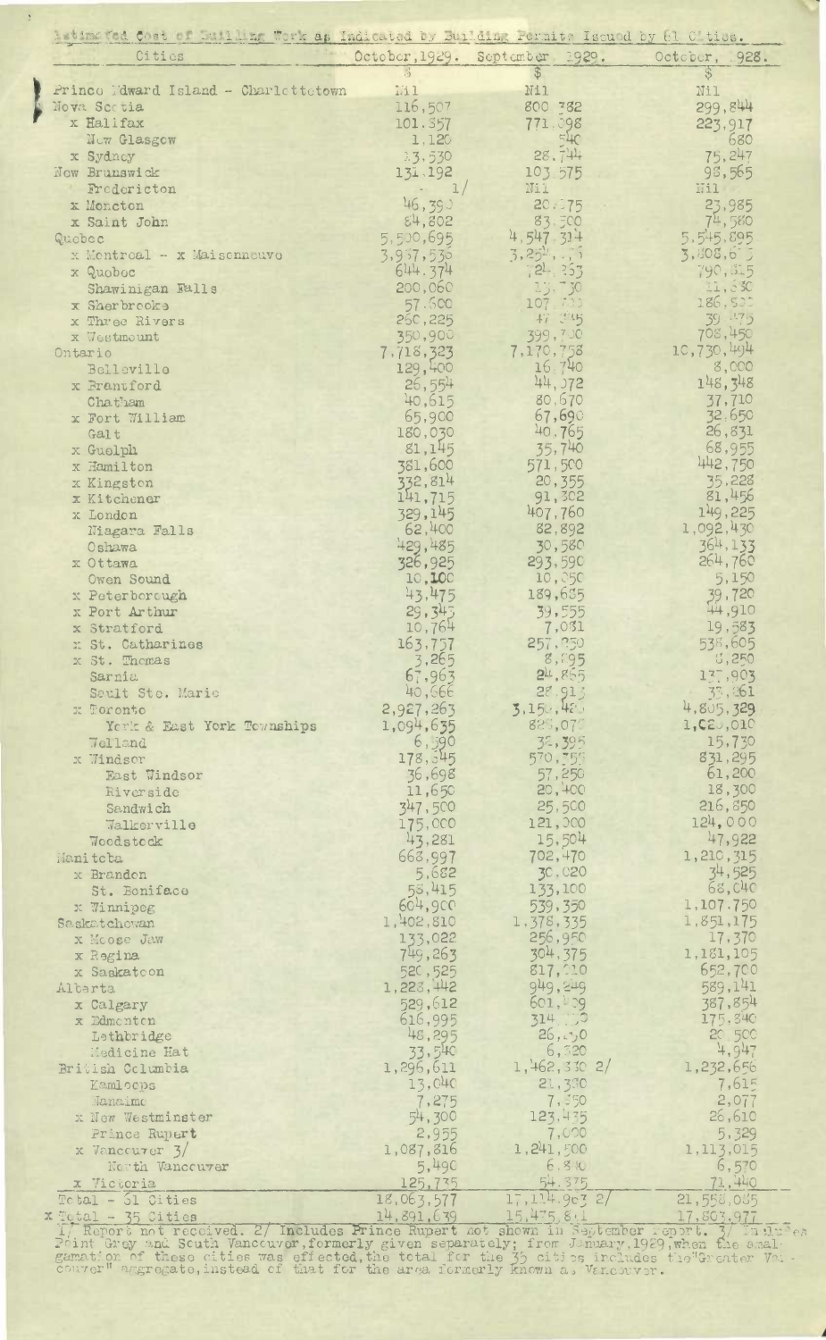Estimated Cost of Building Work as Indicated by Building Permits Issued by 61 Cities.

| Cities | October, 1929. | September 1929. | October, 1928. |
|---|---|---|---|
| | $ | $ | $ |
| Prince Edward Island - Charlottetown | Nil | Nil | Nil |
| Nova Scotia | 116,507 | 800,382 | 299,844 |
| x Halifax | 101,357 | 771,098 | 223,917 |
| New Glasgow | 1,120 | 540 | 680 |
| x Sydney | 13,530 | 28,744 | 75,247 |
| New Brunswick | 131,192 | 103,575 | 98,565 |
| Fredericton | - 1/ | Nil | Nil |
| x Moncton | 46,390 | 20,175 | 23,985 |
| x Saint John | 84,802 | 83,500 | 74,580 |
| Quebec | 5,500,695 | 4,547,314 | 5,545,895 |
| x Montreal - x Maisonneuve | 3,937,530 | 3,254,..5 | 3,808,6.5 |
| x Quebec | 644,374 | 724,353 | 790,515 |
| Shawinigan Falls | 200,060 | 13,730 | 11,830 |
| x Sherbrooke | 57,600 | 107,730 | 186,500 |
| x Three Rivers | 260,225 | 47,045 | 39,475 |
| x Westmount | 350,900 | 399,700 | 708,450 |
| Ontario | 7,718,323 | 7,170,758 | 10,730,494 |
| Belleville | 129,400 | 16,740 | 8,000 |
| x Brantford | 26,554 | 44,072 | 148,348 |
| Chatham | 40,615 | 80,670 | 37,710 |
| x Fort William | 65,900 | 67,690 | 32,650 |
| Galt | 180,030 | 40,765 | 26,831 |
| x Guelph | 81,145 | 35,740 | 68,955 |
| x Hamilton | 381,600 | 571,500 | 442,750 |
| x Kingston | 332,814 | 20,355 | 35,228 |
| x Kitchener | 141,715 | 91,302 | 81,456 |
| x London | 329,145 | 407,760 | 149,225 |
| Niagara Falls | 62,400 | 82,892 | 1,092,430 |
| Oshawa | 429,485 | 30,580 | 364,133 |
| x Ottawa | 326,925 | 293,590 | 264,760 |
| Owen Sound | 10,100 | 10,050 | 5,150 |
| x Peterborough | 43,475 | 189,635 | 39,720 |
| x Port Arthur | 29,345 | 39,555 | 44,910 |
| x Stratford | 10,764 | 7,031 | 19,583 |
| x St. Catharines | 163,757 | 257,250 | 538,605 |
| x St. Thomas | 3,265 | 8,895 | 8,250 |
| Sarnia | 67,963 | 24,855 | 137,903 |
| Sault Ste. Marie | 40,666 | 28,913 | 33,261 |
| x Toronto | 2,927,263 | 3,150,420 | 4,805,329 |
| York & East York Townships | 1,094,635 | 825,070 | 1,020,010 |
| Welland | 6,590 | 32,395 | 15,730 |
| x Windsor | 178,545 | 570,755 | 831,295 |
| East Windsor | 36,698 | 57,250 | 61,200 |
| Riverside | 11,650 | 20,400 | 18,300 |
| Sandwich | 347,500 | 25,500 | 216,850 |
| Walkerville | 175,000 | 121,000 | 124,000 |
| Woodstock | 43,281 | 15,504 | 47,922 |
| Manitoba | 668,997 | 702,470 | 1,210,315 |
| x Brandon | 5,682 | 30,020 | 34,525 |
| St. Boniface | 58,415 | 133,100 | 68,040 |
| x Winnipeg | 604,900 | 539,350 | 1,107,750 |
| Saskatchewan | 1,402,810 | 1,378,335 | 1,851,175 |
| x Moose Jaw | 133,022 | 256,950 | 17,370 |
| x Regina | 749,263 | 304,375 | 1,181,105 |
| x Saskatoon | 520,525 | 817,010 | 652,700 |
| Alberta | 1,228,442 | 949,249 | 589,141 |
| x Calgary | 529,612 | 601,409 | 387,854 |
| x Edmonton | 616,995 | 314,.00 | 175,840 |
| Lethbridge | 48,295 | 26,.00 | 20,500 |
| Medicine Hat | 33,540 | 6,320 | 4,947 |
| British Columbia | 1,296,611 | 1,462,330 2/ | 1,232,656 |
| Kamloops | 13,040 | 21,350 | 7,615 |
| Nanaimo | 7,275 | 7,350 | 2,077 |
| x New Westminster | 54,300 | 123,435 | 26,610 |
| Prince Rupert | 2,955 | 7,000 | 5,329 |
| x Vancouver 3/ | 1,087,816 | 1,241,500 | 1,113,015 |
| North Vancouver | 5,490 | 6,850 | 6,570 |
| x Victoria | 125,735 | 54,375 | 71,440 |
| Total - 61 Cities | 18,063,577 | 17,114,903 2/ | 21,558,085 |
| x Total - 35 Cities | 14,891,639 | 15,475,8.1 | 17,803,977 |

1/ Report not received. 2/ Includes Prince Rupert not shown in September report. 3/ Includes Point Grey and South Vancouver, formerly given separately; from January, 1929, when the amalgamation of these cities was effected, the total for the 35 cities includes the "Greater Vancouver" aggregate, instead of that for the area formerly known as Vancouver.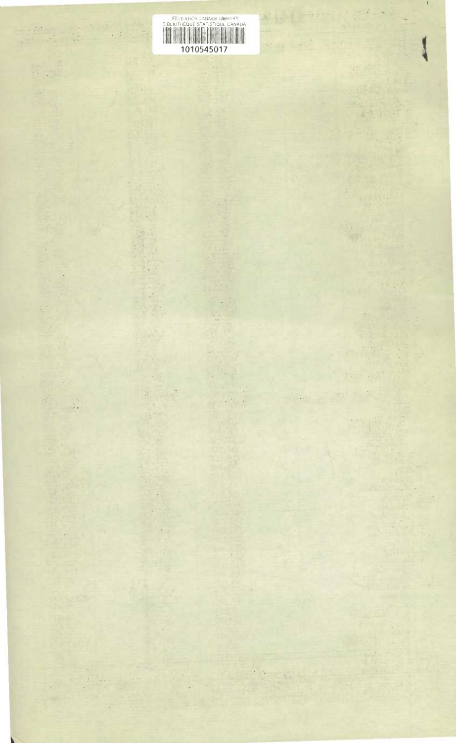STATISTICS CANADA LIBRARY
BIBLIOTHEQUE STATISTIQUE CANADA

1010545017